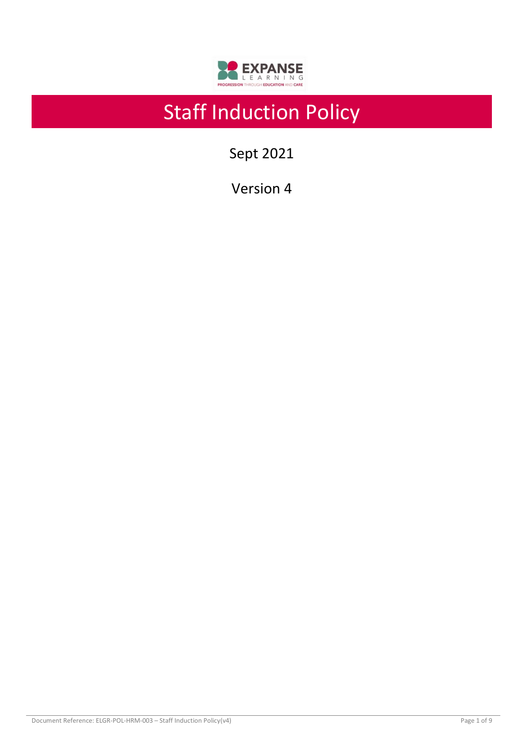# Staff Induction Policy

Sept 2021

Version 4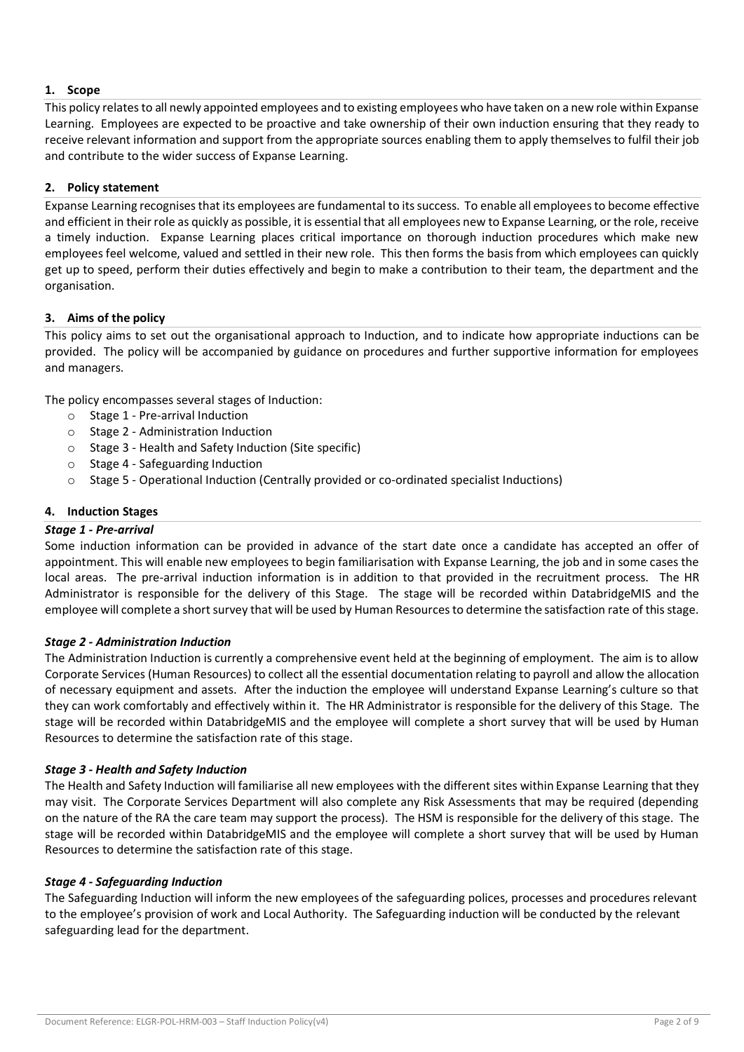## 1. Scope

This policy relates to all newly appointed employees and to existing employees who have taken on a new role within Expanse Learning. Employees are expected to be proactive and take ownership of their own induction ensuring that they ready to receive relevant information and support from the appropriate sources enabling them to apply themselves to fulfil their job and contribute to the wider success of Expanse Learning.

## 2. Policy statement

Expanse Learning recognises that its employees are fundamental to its success. To enable all employees to become effective and efficient in their role as quickly as possible, it is essential that all employees new to Expanse Learning, or the role, receive a timely induction. Expanse Learning places critical importance on thorough induction procedures which make new employees feel welcome, valued and settled in their new role. This then forms the basis from which employees can quickly get up to speed, perform their duties effectively and begin to make a contribution to their team, the department and the organisation.

## 3. Aims of the policy

This policy aims to set out the organisational approach to Induction, and to indicate how appropriate inductions can be provided. The policy will be accompanied by guidance on procedures and further supportive information for employees and managers.

The policy encompasses several stages of Induction:

- Stage 1 - Pre-arrival Induction
- Stage 2 - Administration Induction
- Stage 3 - Health and Safety Induction (Site specific)
- Stage 4 - Safeguarding Induction
- Stage 5 - Operational Induction (Centrally provided or co-ordinated specialist Inductions)

## 4. Induction Stages

### *Stage 1 - Pre-arrival*

Some induction information can be provided in advance of the start date once a candidate has accepted an offer of appointment. This will enable new employees to begin familiarisation with Expanse Learning, the job and in some cases the local areas. The pre-arrival induction information is in addition to that provided in the recruitment process. The HR Administrator is responsible for the delivery of this Stage. The stage will be recorded within DatabridgeMIS and the employee will complete a short survey that will be used by Human Resources to determine the satisfaction rate of this stage.

### *Stage 2 - Administration Induction*

The Administration Induction is currently a comprehensive event held at the beginning of employment. The aim is to allow Corporate Services (Human Resources) to collect all the essential documentation relating to payroll and allow the allocation of necessary equipment and assets. After the induction the employee will understand Expanse Learning's culture so that they can work comfortably and effectively within it. The HR Administrator is responsible for the delivery of this Stage. The stage will be recorded within DatabridgeMIS and the employee will complete a short survey that will be used by Human Resources to determine the satisfaction rate of this stage.

### *Stage 3 - Health and Safety Induction*

The Health and Safety Induction will familiarise all new employees with the different sites within Expanse Learning that they may visit. The Corporate Services Department will also complete any Risk Assessments that may be required (depending on the nature of the RA the care team may support the process). The HSM is responsible for the delivery of this stage. The stage will be recorded within DatabridgeMIS and the employee will complete a short survey that will be used by Human Resources to determine the satisfaction rate of this stage.

### *Stage 4 - Safeguarding Induction*

The Safeguarding Induction will inform the new employees of the safeguarding polices, processes and procedures relevant to the employee's provision of work and Local Authority. The Safeguarding induction will be conducted by the relevant safeguarding lead for the department.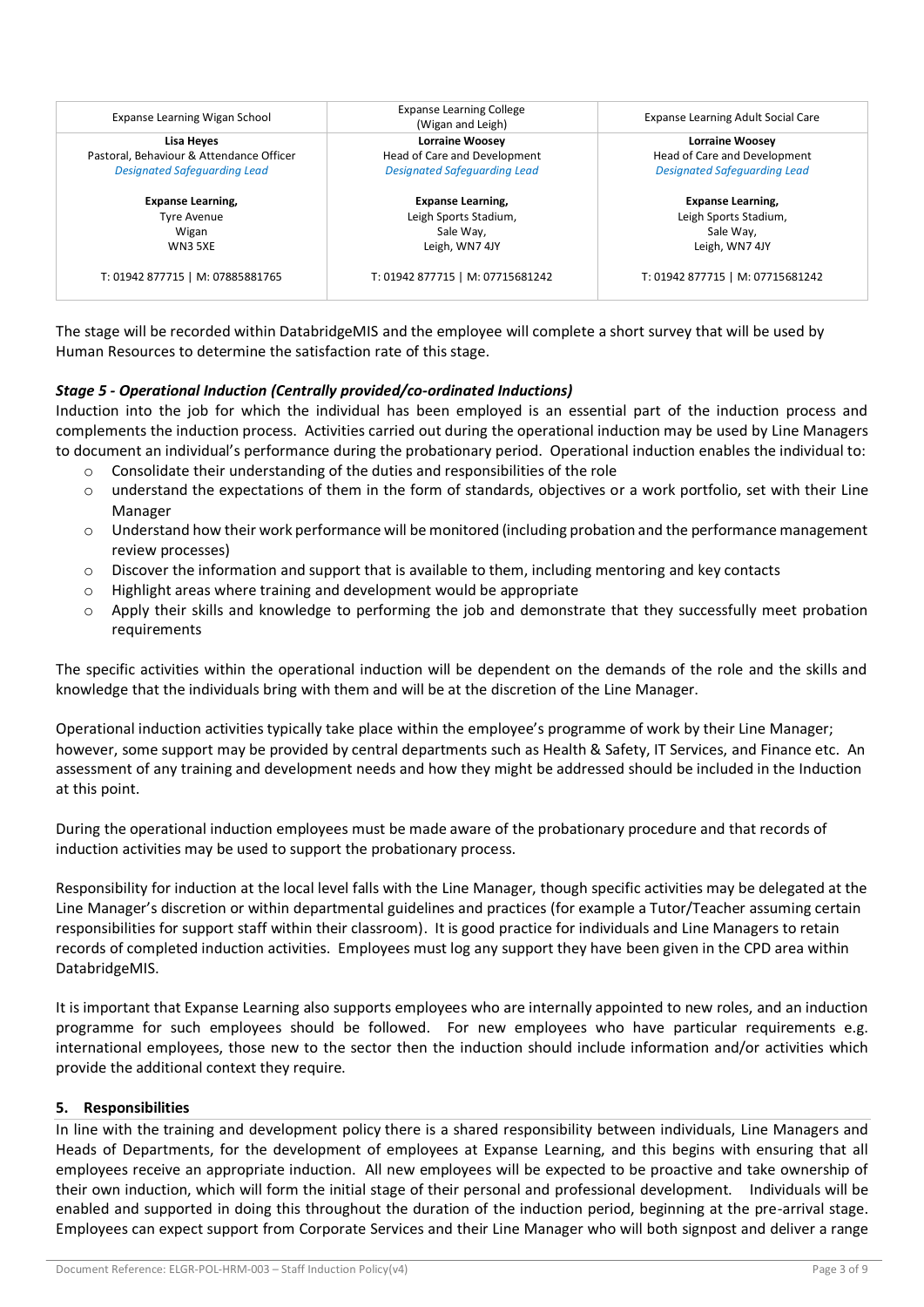| Expanse Learning Wigan School | Expanse Learning College (Wigan and Leigh) | Expanse Learning Adult Social Care |
|---|---|---|
| **Lisa Heyes**<br>Pastoral, Behaviour & Attendance Officer<br>*Designated Safeguarding Lead*<br><br>**Expanse Learning,**<br>Tyre Avenue<br>Wigan<br>WN3 5XE<br><br>T: 01942 877715 \| M: 07885881765 | **Lorraine Woosey**<br>Head of Care and Development<br>*Designated Safeguarding Lead*<br><br>**Expanse Learning,**<br>Leigh Sports Stadium,<br>Sale Way,<br>Leigh, WN7 4JY<br><br>T: 01942 877715 \| M: 07715681242 | **Lorraine Woosey**<br>Head of Care and Development<br>*Designated Safeguarding Lead*<br><br>**Expanse Learning,**<br>Leigh Sports Stadium,<br>Sale Way,<br>Leigh, WN7 4JY<br><br>T: 01942 877715 \| M: 07715681242 |

The stage will be recorded within DatabridgeMIS and the employee will complete a short survey that will be used by Human Resources to determine the satisfaction rate of this stage.

***Stage 5 - Operational Induction (Centrally provided/co-ordinated Inductions)***

Induction into the job for which the individual has been employed is an essential part of the induction process and complements the induction process. Activities carried out during the operational induction may be used by Line Managers to document an individual's performance during the probationary period. Operational induction enables the individual to:

- Consolidate their understanding of the duties and responsibilities of the role
- understand the expectations of them in the form of standards, objectives or a work portfolio, set with their Line Manager
- Understand how their work performance will be monitored (including probation and the performance management review processes)
- Discover the information and support that is available to them, including mentoring and key contacts
- Highlight areas where training and development would be appropriate
- Apply their skills and knowledge to performing the job and demonstrate that they successfully meet probation requirements

The specific activities within the operational induction will be dependent on the demands of the role and the skills and knowledge that the individuals bring with them and will be at the discretion of the Line Manager.

Operational induction activities typically take place within the employee's programme of work by their Line Manager; however, some support may be provided by central departments such as Health & Safety, IT Services, and Finance etc. An assessment of any training and development needs and how they might be addressed should be included in the Induction at this point.

During the operational induction employees must be made aware of the probationary procedure and that records of induction activities may be used to support the probationary process.

Responsibility for induction at the local level falls with the Line Manager, though specific activities may be delegated at the Line Manager's discretion or within departmental guidelines and practices (for example a Tutor/Teacher assuming certain responsibilities for support staff within their classroom). It is good practice for individuals and Line Managers to retain records of completed induction activities. Employees must log any support they have been given in the CPD area within DatabridgeMIS.

It is important that Expanse Learning also supports employees who are internally appointed to new roles, and an induction programme for such employees should be followed. For new employees who have particular requirements e.g. international employees, those new to the sector then the induction should include information and/or activities which provide the additional context they require.

## 5. Responsibilities

In line with the training and development policy there is a shared responsibility between individuals, Line Managers and Heads of Departments, for the development of employees at Expanse Learning, and this begins with ensuring that all employees receive an appropriate induction. All new employees will be expected to be proactive and take ownership of their own induction, which will form the initial stage of their personal and professional development. Individuals will be enabled and supported in doing this throughout the duration of the induction period, beginning at the pre-arrival stage. Employees can expect support from Corporate Services and their Line Manager who will both signpost and deliver a range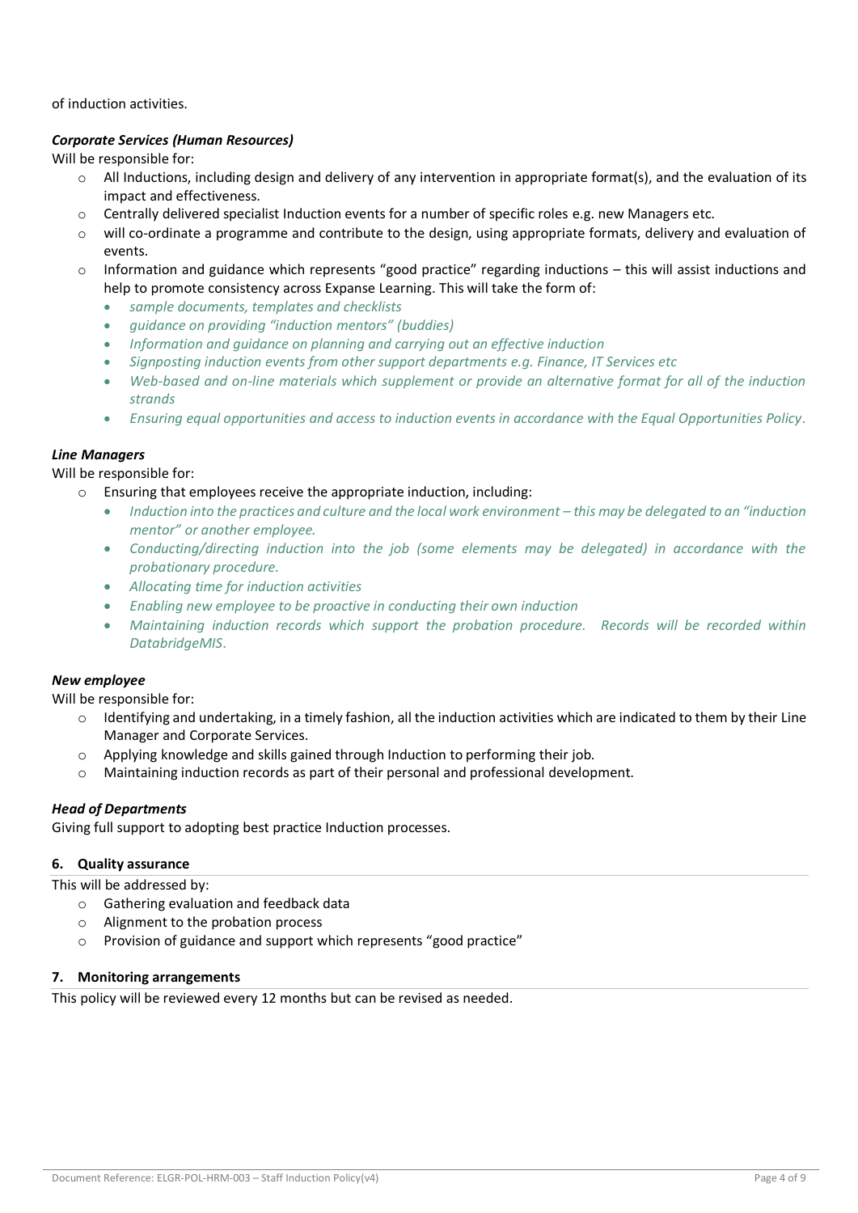of induction activities.

***Corporate Services (Human Resources)***

Will be responsible for:

- All Inductions, including design and delivery of any intervention in appropriate format(s), and the evaluation of its impact and effectiveness.
- Centrally delivered specialist Induction events for a number of specific roles e.g. new Managers etc.
- will co-ordinate a programme and contribute to the design, using appropriate formats, delivery and evaluation of events.
- Information and guidance which represents "good practice" regarding inductions – this will assist inductions and help to promote consistency across Expanse Learning. This will take the form of:
    - *sample documents, templates and checklists*
    - *guidance on providing "induction mentors" (buddies)*
    - *Information and guidance on planning and carrying out an effective induction*
    - *Signposting induction events from other support departments e.g. Finance, IT Services etc*
    - *Web-based and on-line materials which supplement or provide an alternative format for all of the induction strands*
    - *Ensuring equal opportunities and access to induction events in accordance with the Equal Opportunities Policy.*

***Line Managers***

Will be responsible for:

- Ensuring that employees receive the appropriate induction, including:
    - *Induction into the practices and culture and the local work environment – this may be delegated to an "induction mentor" or another employee.*
    - *Conducting/directing induction into the job (some elements may be delegated) in accordance with the probationary procedure.*
    - *Allocating time for induction activities*
    - *Enabling new employee to be proactive in conducting their own induction*
    - *Maintaining induction records which support the probation procedure. Records will be recorded within DatabridgeMIS.*

***New employee***

Will be responsible for:

- Identifying and undertaking, in a timely fashion, all the induction activities which are indicated to them by their Line Manager and Corporate Services.
- Applying knowledge and skills gained through Induction to performing their job.
- Maintaining induction records as part of their personal and professional development.

***Head of Departments***

Giving full support to adopting best practice Induction processes.

## 6. Quality assurance

This will be addressed by:

- Gathering evaluation and feedback data
- Alignment to the probation process
- Provision of guidance and support which represents "good practice"

## 7. Monitoring arrangements

This policy will be reviewed every 12 months but can be revised as needed.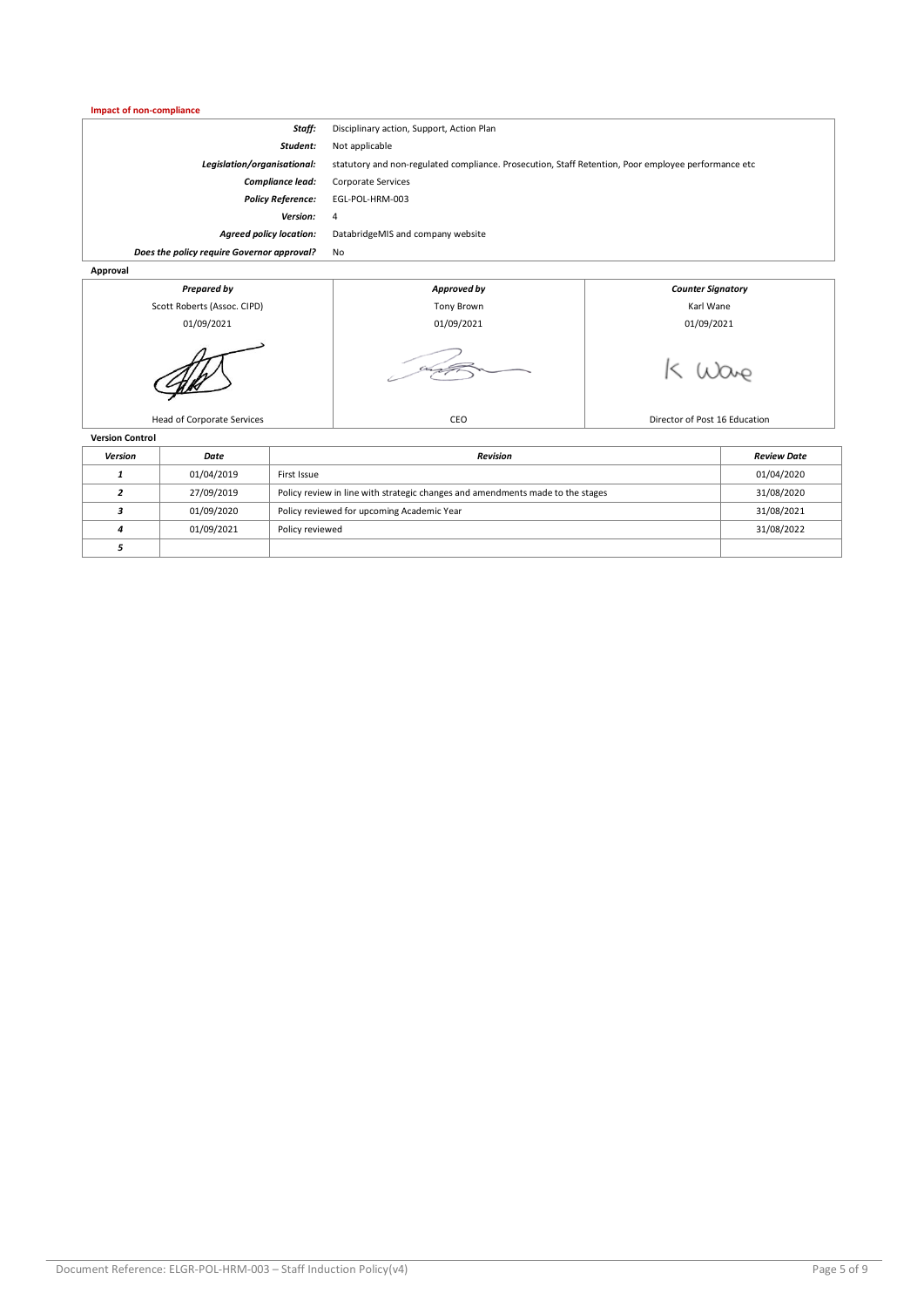**Impact of non-compliance**

| | |
|---|---|
| ***Staff:*** | Disciplinary action, Support, Action Plan |
| ***Student:*** | Not applicable |
| ***Legislation/organisational:*** | statutory and non-regulated compliance. Prosecution, Staff Retention, Poor employee performance etc |
| ***Compliance lead:*** | Corporate Services |
| ***Policy Reference:*** | EGL-POL-HRM-003 |
| ***Version:*** | 4 |
| ***Agreed policy location:*** | DatabridgeMIS and company website |
| ***Does the policy require Governor approval?*** | No |

**Approval**

| ***Prepared by*** | ***Approved by*** | ***Counter Signatory*** |
|---|---|---|
| Scott Roberts (Assoc. CIPD) | Tony Brown | Karl Wane |
| 01/09/2021 | 01/09/2021 | 01/09/2021 |
| | | K Wane |
| Head of Corporate Services | CEO | Director of Post 16 Education |

**Version Control**

| ***Version*** | ***Date*** | ***Revision*** | ***Review Date*** |
|---|---|---|---|
| ***1*** | 01/04/2019 | First Issue | 01/04/2020 |
| ***2*** | 27/09/2019 | Policy review in line with strategic changes and amendments made to the stages | 31/08/2020 |
| ***3*** | 01/09/2020 | Policy reviewed for upcoming Academic Year | 31/08/2021 |
| ***4*** | 01/09/2021 | Policy reviewed | 31/08/2022 |
| ***5*** | | | |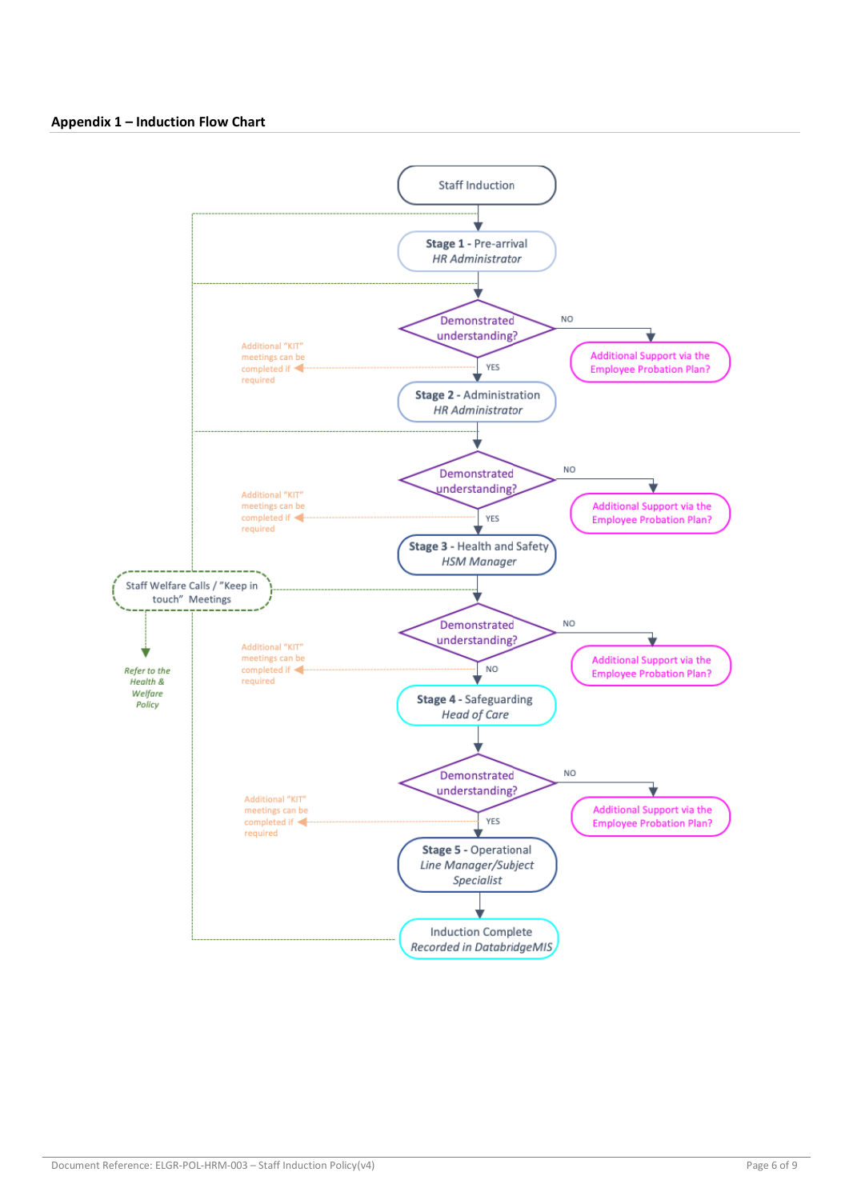### Appendix 1 – Induction Flow Chart

Staff Induction

**Stage 1** - Pre-arrival
*HR Administrator*

Demonstrated understanding?

NO → Additional Support via the Employee Probation Plan?

YES → Additional "KIT" meetings can be completed if required

**Stage 2** - Administration
*HR Administrator*

Demonstrated understanding?

NO → Additional Support via the Employee Probation Plan?

YES → Additional "KIT" meetings can be completed if required

**Stage 3** - Health and Safety
*HSM Manager*

Staff Welfare Calls / "Keep in touch" Meetings

*Refer to the Health & Welfare Policy*

Demonstrated understanding?

NO → Additional Support via the Employee Probation Plan?

NO → Additional "KIT" meetings can be completed if required

**Stage 4** - Safeguarding
*Head of Care*

Demonstrated understanding?

NO → Additional Support via the Employee Probation Plan?

YES → Additional "KIT" meetings can be completed if required

**Stage 5** - Operational
*Line Manager/Subject Specialist*

Induction Complete
*Recorded in DatabridgeMIS*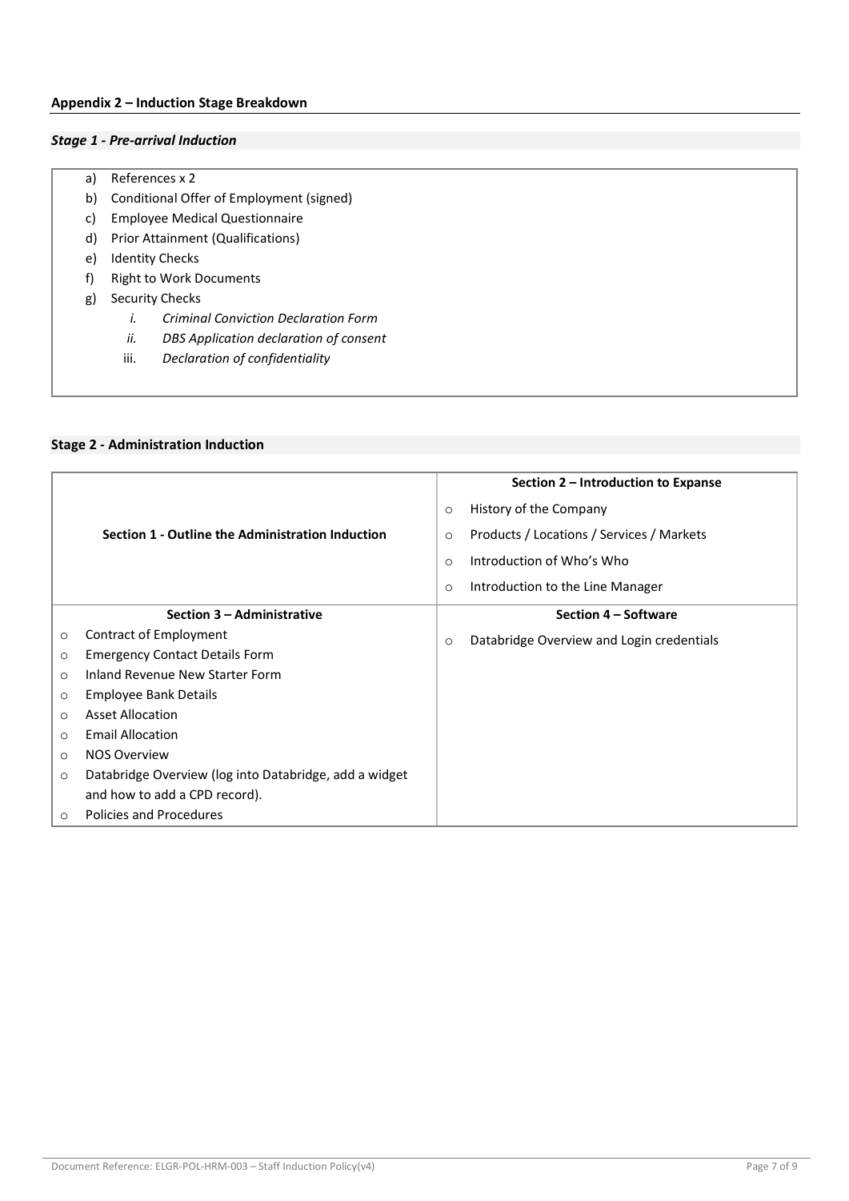## Appendix 2 – Induction Stage Breakdown

### *Stage 1 - Pre-arrival Induction*

a) References x 2
b) Conditional Offer of Employment (signed)
c) Employee Medical Questionnaire
d) Prior Attainment (Qualifications)
e) Identity Checks
f) Right to Work Documents
g) Security Checks
    i. *Criminal Conviction Declaration Form*
    ii. *DBS Application declaration of consent*
    iii. *Declaration of confidentiality*

### Stage 2 - Administration Induction

| Section 1 - Outline the Administration Induction | Section 2 – Introduction to Expanse |
| --- | --- |
| | ○ History of the Company<br>○ Products / Locations / Services / Markets<br>○ Introduction of Who's Who<br>○ Introduction to the Line Manager |
| **Section 3 – Administrative** | **Section 4 – Software** |
| ○ Contract of Employment<br>○ Emergency Contact Details Form<br>○ Inland Revenue New Starter Form<br>○ Employee Bank Details<br>○ Asset Allocation<br>○ Email Allocation<br>○ NOS Overview<br>○ Databridge Overview (log into Databridge, add a widget and how to add a CPD record).<br>○ Policies and Procedures | ○ Databridge Overview and Login credentials |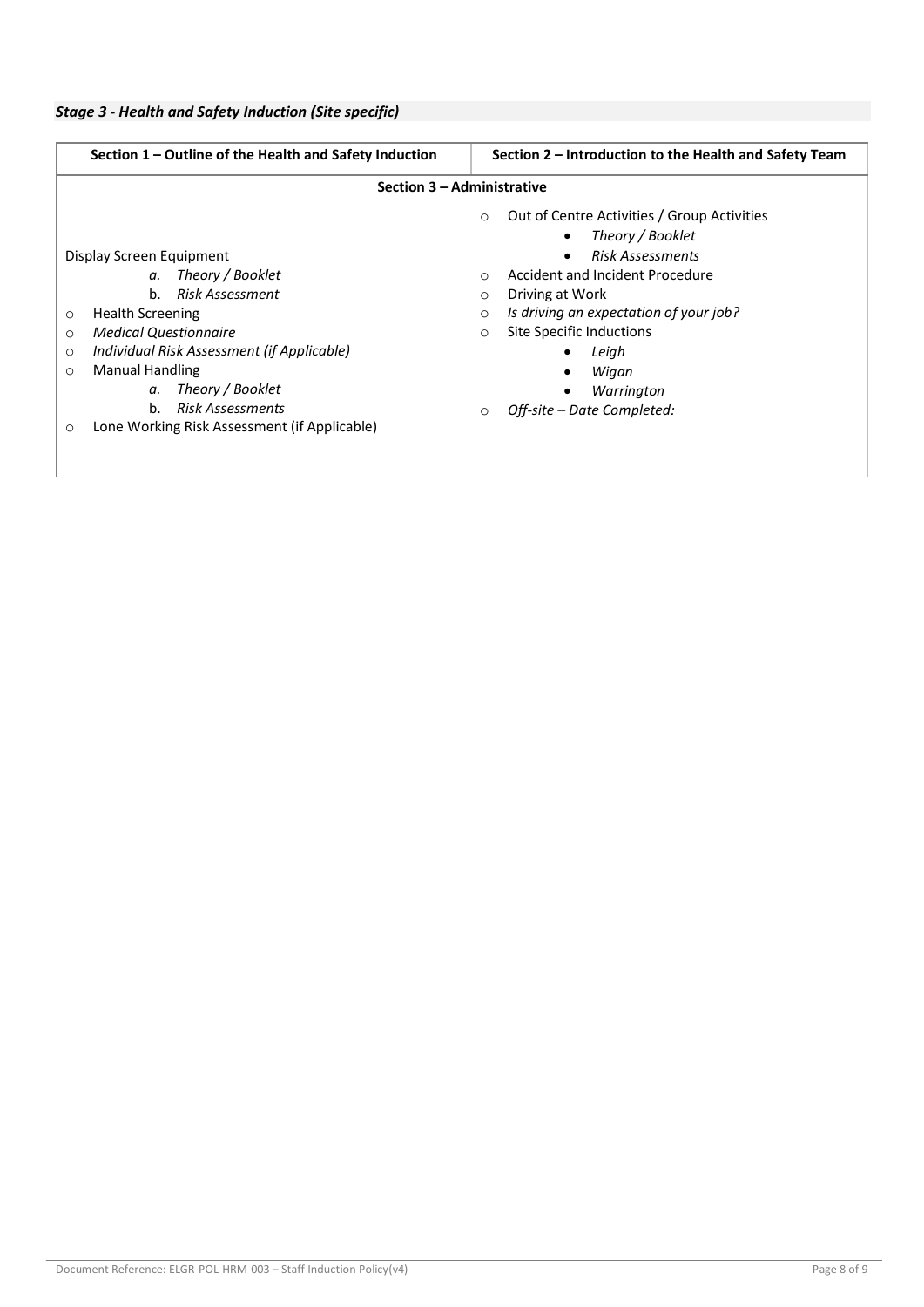***Stage 3 - Health and Safety Induction (Site specific)***

| **Section 1 – Outline of the Health and Safety Induction** | **Section 2 – Introduction to the Health and Safety Team** |
|---|---|
| **Section 3 – Administrative** | |
| Display Screen Equipment<br>a. *Theory / Booklet*<br>b. *Risk Assessment*<br>○ Health Screening<br>○ *Medical Questionnaire*<br>○ *Individual Risk Assessment (if Applicable)*<br>○ Manual Handling<br>a. *Theory / Booklet*<br>b. *Risk Assessments*<br>○ Lone Working Risk Assessment (if Applicable) | ○ Out of Centre Activities / Group Activities<br>• *Theory / Booklet*<br>• *Risk Assessments*<br>○ Accident and Incident Procedure<br>○ Driving at Work<br>○ *Is driving an expectation of your job?*<br>○ Site Specific Inductions<br>• *Leigh*<br>• *Wigan*<br>• *Warrington*<br>○ *Off-site – Date Completed:* |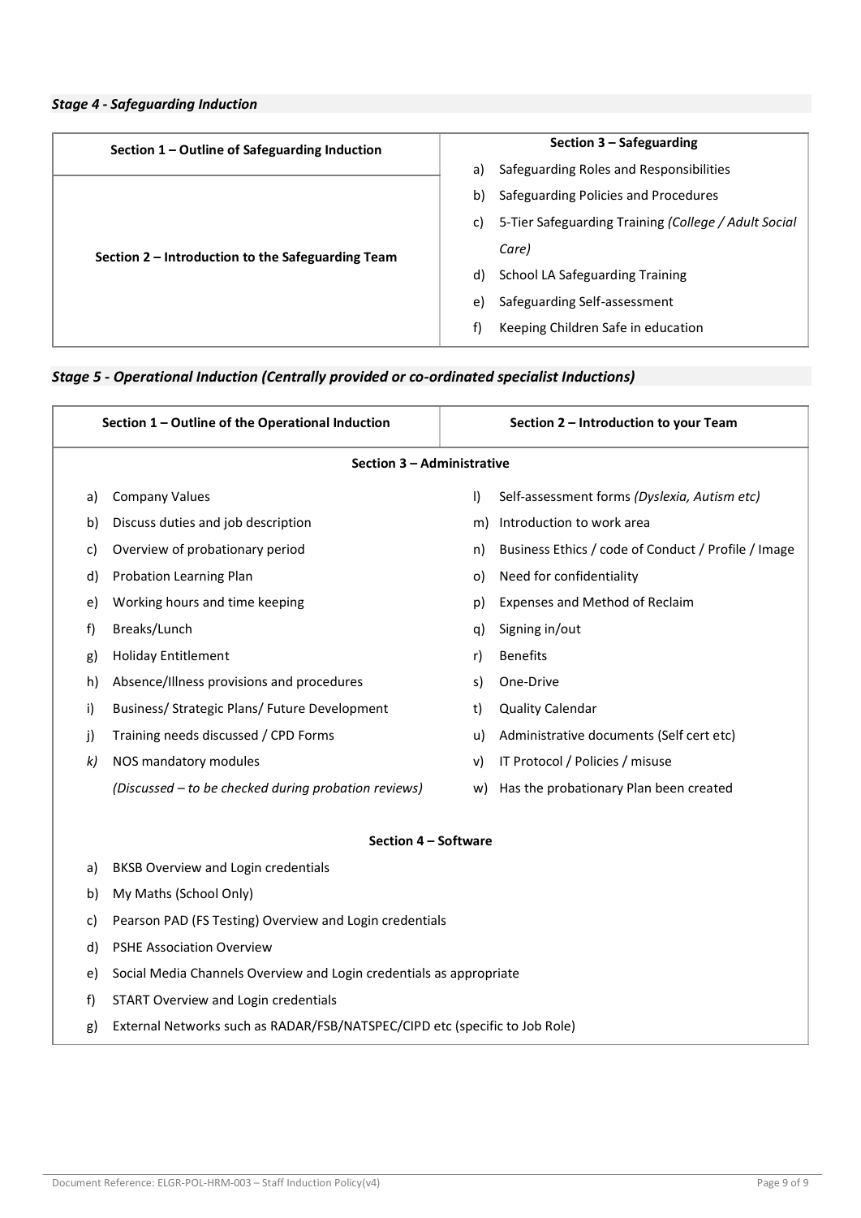***Stage 4 - Safeguarding Induction***

| Section 1 – Outline of Safeguarding Induction | Section 3 – Safeguarding |
|---|---|
| **Section 2 – Introduction to the Safeguarding Team** | a) Safeguarding Roles and Responsibilities<br>b) Safeguarding Policies and Procedures<br>c) 5-Tier Safeguarding Training *(College / Adult Social Care)*<br>d) School LA Safeguarding Training<br>e) Safeguarding Self-assessment<br>f) Keeping Children Safe in education |

***Stage 5 - Operational Induction (Centrally provided or co-ordinated specialist Inductions)***

| Section 1 – Outline of the Operational Induction | Section 2 – Introduction to your Team |
|---|---|

**Section 3 – Administrative**

a) Company Values
b) Discuss duties and job description
c) Overview of probationary period
d) Probation Learning Plan
e) Working hours and time keeping
f) Breaks/Lunch
g) Holiday Entitlement
h) Absence/Illness provisions and procedures
i) Business/ Strategic Plans/ Future Development
j) Training needs discussed / CPD Forms
*k)* NOS mandatory modules
*(Discussed – to be checked during probation reviews)*
l) Self-assessment forms *(Dyslexia, Autism etc)*
m) Introduction to work area
n) Business Ethics / code of Conduct / Profile / Image
o) Need for confidentiality
p) Expenses and Method of Reclaim
q) Signing in/out
r) Benefits
s) One-Drive
t) Quality Calendar
u) Administrative documents (Self cert etc)
v) IT Protocol / Policies / misuse
w) Has the probationary Plan been created

**Section 4 – Software**

a) BKSB Overview and Login credentials
b) My Maths (School Only)
c) Pearson PAD (FS Testing) Overview and Login credentials
d) PSHE Association Overview
e) Social Media Channels Overview and Login credentials as appropriate
f) START Overview and Login credentials
g) External Networks such as RADAR/FSB/NATSPEC/CIPD etc (specific to Job Role)